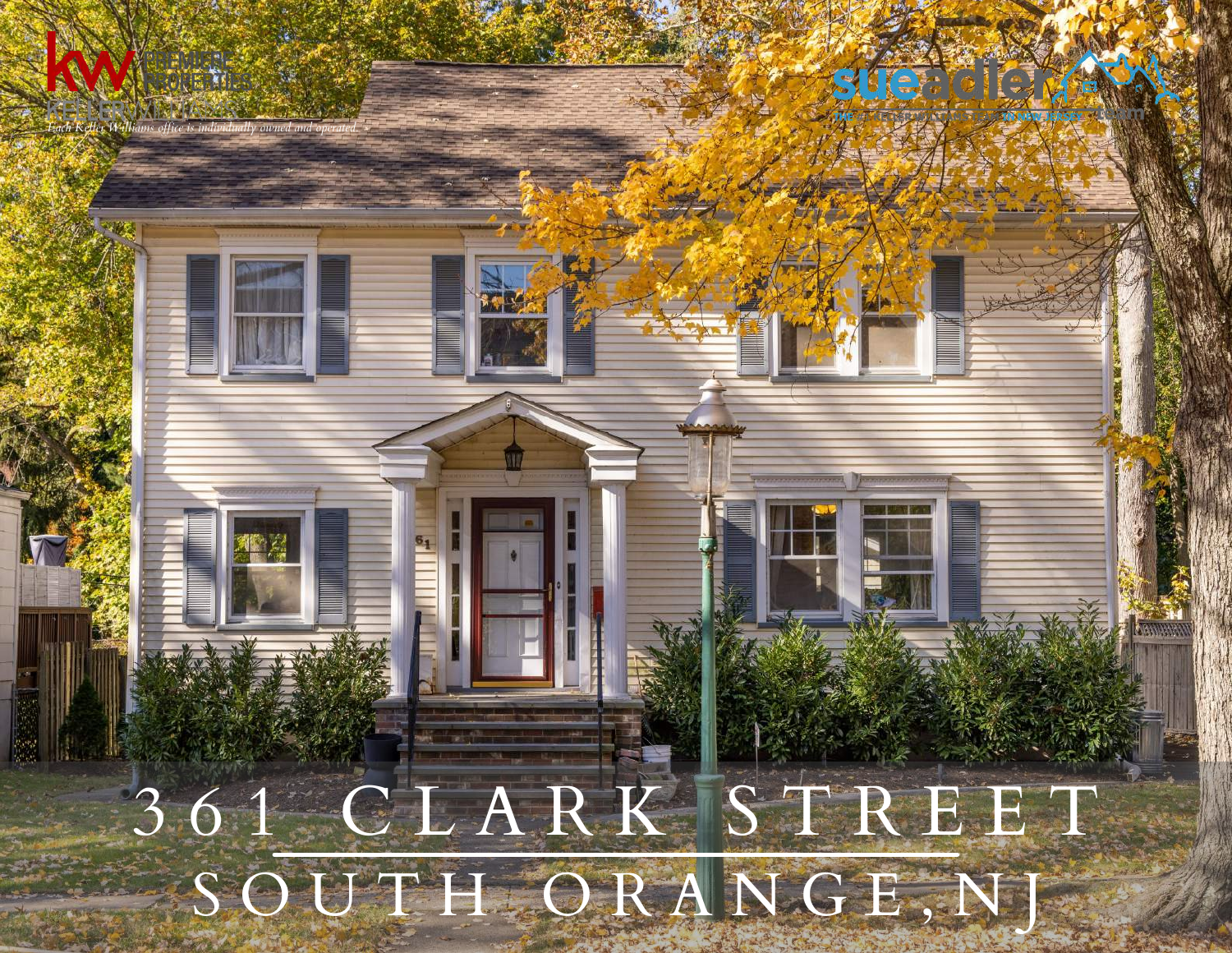KW PREMIERE PROPERTIES
KELLERWILLIAMS
*Each Keller Williams office is individually owned and operated.*

sueadler

# 361 CLARK STREET

## SOUTH ORANGE, NJ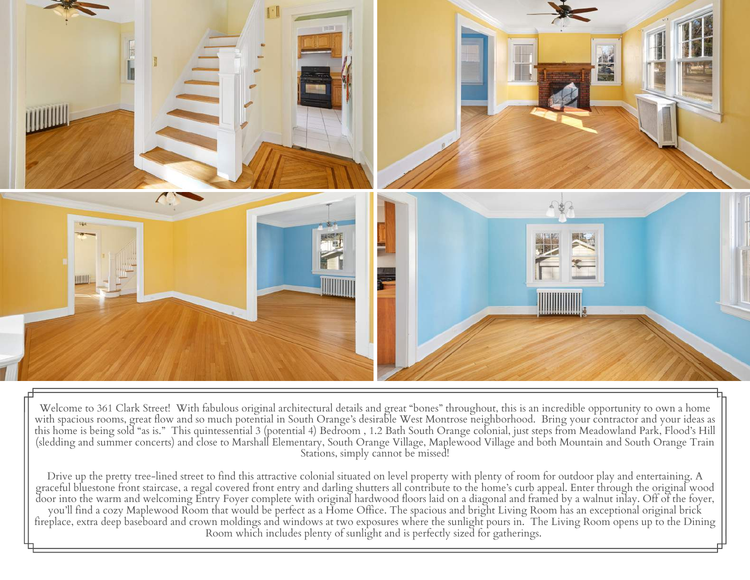Welcome to 361 Clark Street! With fabulous original architectural details and great "bones" throughout, this is an incredible opportunity to own a home with spacious rooms, great flow and so much potential in South Orange's desirable West Montrose neighborhood. Bring your contractor and your ideas as this home is being sold "as is." This quintessential 3 (potential 4) Bedroom , 1.2 Bath South Orange colonial, just steps from Meadowland Park, Flood's Hill (sledding and summer concerts) and close to Marshall Elementary, South Orange Village, Maplewood Village and both Mountain and South Orange Train Stations, simply cannot be missed!

Drive up the pretty tree-lined street to find this attractive colonial situated on level property with plenty of room for outdoor play and entertaining. A graceful bluestone front staircase, a regal covered front entry and darling shutters all contribute to the home's curb appeal. Enter through the original wood door into the warm and welcoming Entry Foyer complete with original hardwood floors laid on a diagonal and framed by a walnut inlay. Off of the foyer, you'll find a cozy Maplewood Room that would be perfect as a Home Office. The spacious and bright Living Room has an exceptional original brick fireplace, extra deep baseboard and crown moldings and windows at two exposures where the sunlight pours in. The Living Room opens up to the Dining Room which includes plenty of sunlight and is perfectly sized for gatherings.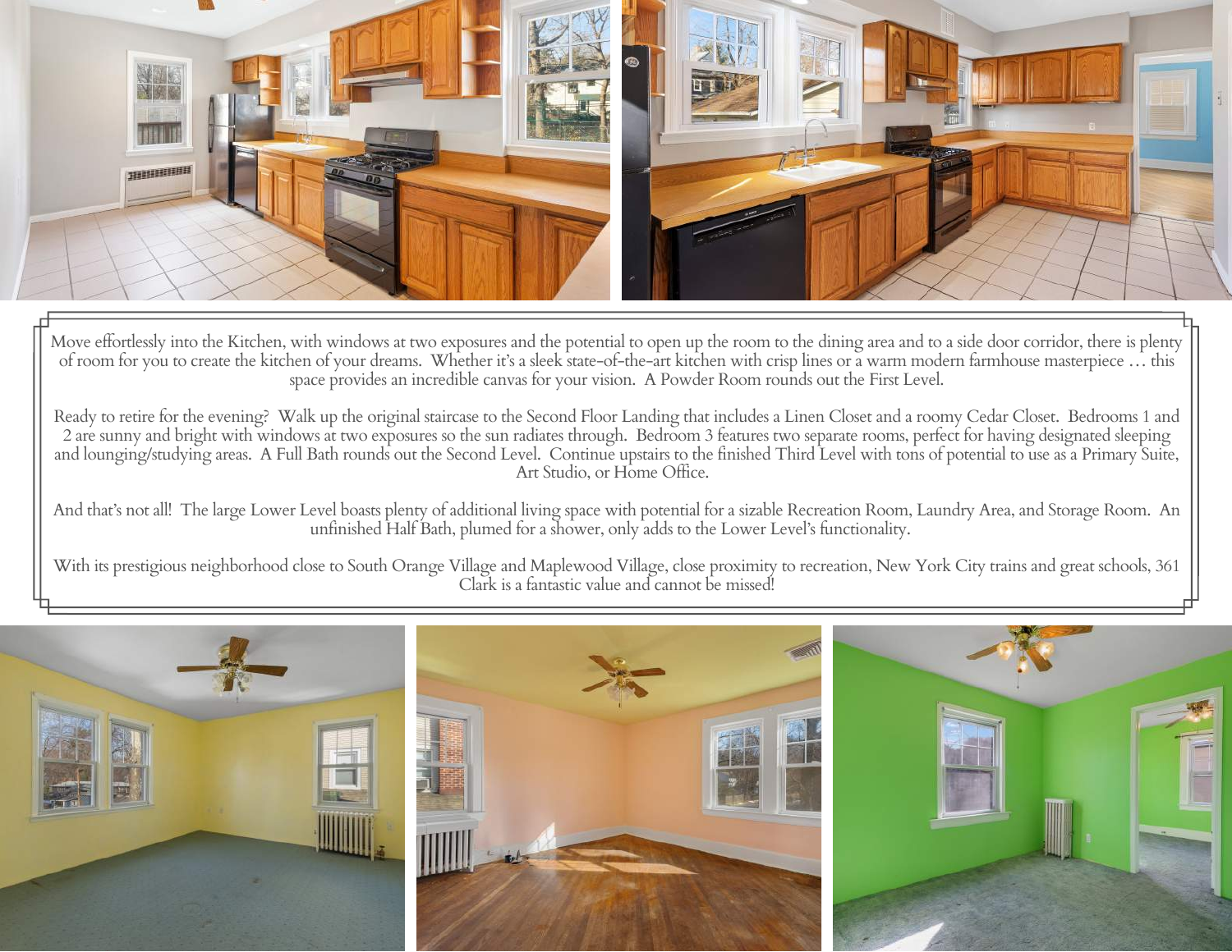Move effortlessly into the Kitchen, with windows at two exposures and the potential to open up the room to the dining area and to a side door corridor, there is plenty of room for you to create the kitchen of your dreams. Whether it's a sleek state-of-the-art kitchen with crisp lines or a warm modern farmhouse masterpiece … this space provides an incredible canvas for your vision. A Powder Room rounds out the First Level.

Ready to retire for the evening? Walk up the original staircase to the Second Floor Landing that includes a Linen Closet and a roomy Cedar Closet. Bedrooms 1 and 2 are sunny and bright with windows at two exposures so the sun radiates through. Bedroom 3 features two separate rooms, perfect for having designated sleeping and lounging/studying areas. A Full Bath rounds out the Second Level. Continue upstairs to the finished Third Level with tons of potential to use as a Primary Suite, Art Studio, or Home Office.

And that's not all! The large Lower Level boasts plenty of additional living space with potential for a sizable Recreation Room, Laundry Area, and Storage Room. An unfinished Half Bath, plumed for a shower, only adds to the Lower Level's functionality.

With its prestigious neighborhood close to South Orange Village and Maplewood Village, close proximity to recreation, New York City trains and great schools, 361 Clark is a fantastic value and cannot be missed!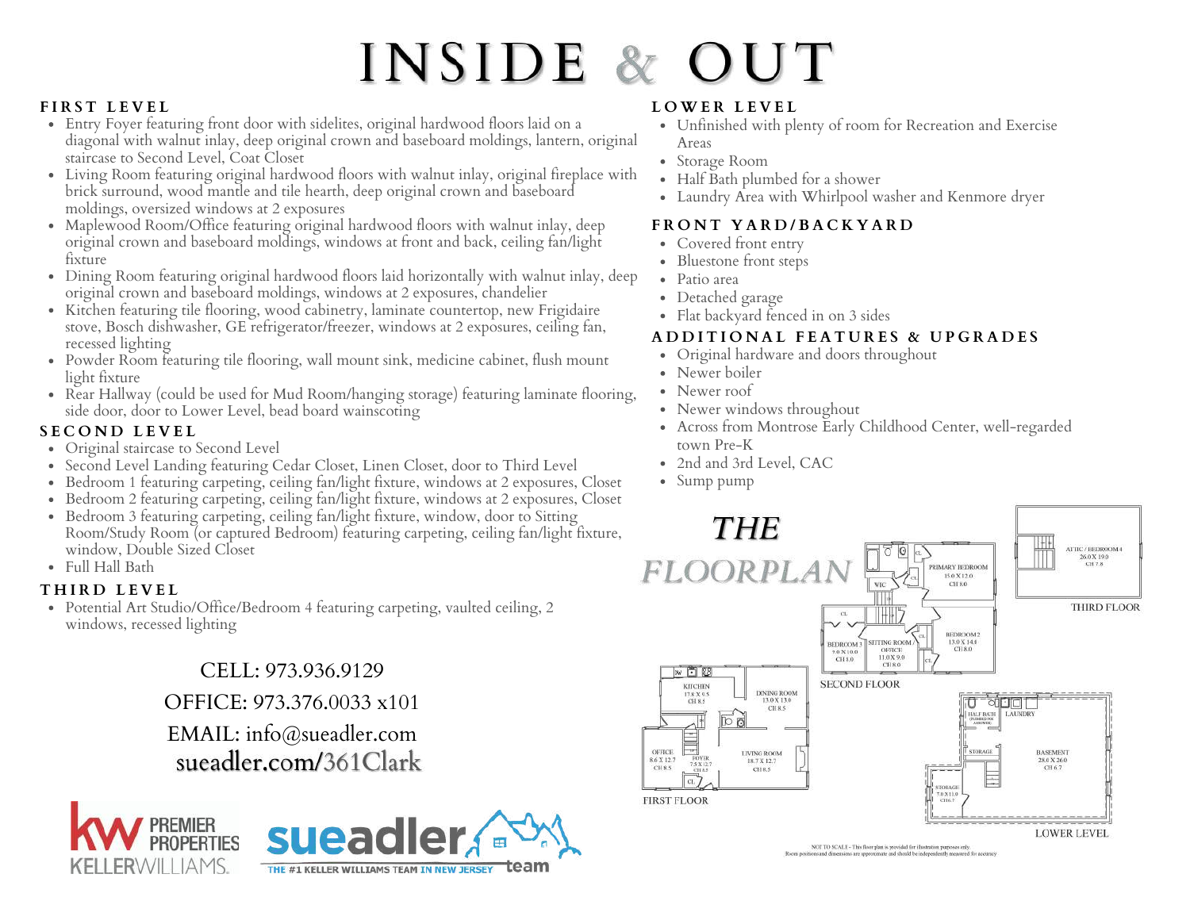# INSIDE & OUT

## FIRST LEVEL

- Entry Foyer featuring front door with sidelites, original hardwood floors laid on a diagonal with walnut inlay, deep original crown and baseboard moldings, lantern, original staircase to Second Level, Coat Closet
- Living Room featuring original hardwood floors with walnut inlay, original fireplace with brick surround, wood mantle and tile hearth, deep original crown and baseboard moldings, oversized windows at 2 exposures
- Maplewood Room/Office featuring original hardwood floors with walnut inlay, deep original crown and baseboard moldings, windows at front and back, ceiling fan/light fixture
- Dining Room featuring original hardwood floors laid horizontally with walnut inlay, deep original crown and baseboard moldings, windows at 2 exposures, chandelier
- Kitchen featuring tile flooring, wood cabinetry, laminate countertop, new Frigidaire stove, Bosch dishwasher, GE refrigerator/freezer, windows at 2 exposures, ceiling fan, recessed lighting
- Powder Room featuring tile flooring, wall mount sink, medicine cabinet, flush mount light fixture
- Rear Hallway (could be used for Mud Room/hanging storage) featuring laminate flooring, side door, door to Lower Level, bead board wainscoting

## SECOND LEVEL

- Original staircase to Second Level
- Second Level Landing featuring Cedar Closet, Linen Closet, door to Third Level
- Bedroom 1 featuring carpeting, ceiling fan/light fixture, windows at 2 exposures, Closet
- Bedroom 2 featuring carpeting, ceiling fan/light fixture, windows at 2 exposures, Closet
- Bedroom 3 featuring carpeting, ceiling fan/light fixture, window, door to Sitting Room/Study Room (or captured Bedroom) featuring carpeting, ceiling fan/light fixture, window, Double Sized Closet
- Full Hall Bath

## THIRD LEVEL

- Potential Art Studio/Office/Bedroom 4 featuring carpeting, vaulted ceiling, 2 windows, recessed lighting

## LOWER LEVEL

- Unfinished with plenty of room for Recreation and Exercise Areas
- Storage Room
- Half Bath plumbed for a shower
- Laundry Area with Whirlpool washer and Kenmore dryer

## FRONT YARD/BACKYARD

- Covered front entry
- Bluestone front steps
- Patio area
- Detached garage
- Flat backyard fenced in on 3 sides

## ADDITIONAL FEATURES & UPGRADES

- Original hardware and doors throughout
- Newer boiler
- Newer roof
- Newer windows throughout
- Across from Montrose Early Childhood Center, well-regarded town Pre-K
- 2nd and 3rd Level, CAC
- Sump pump

## THE FLOORPLAN

PRIMARY BEDROOM 15.0 X 12.0 CH 8.0
WIC
CL
BEDROOM 3 9.0 X 10.0 CH 8.0
SITTING ROOM / OFFICE 11.0 X 9.0 CH 8.0
BEDROOM 2 13.0 X 14.8 CH 8.0
SECOND FLOOR

ATTIC / BEDROOM 4 26.0 X 19.0 CH 7.8
THIRD FLOOR

KITCHEN 17.8 X 9.5 CH 8.5
DINING ROOM 13.0 X 13.0 CH 8.5
OFFICE 8.6 X 12.7 CH 8.5
FOYER 7.5 X 12.7 CH 8.5
LIVING ROOM 18.7 X 12.7 CH 8.5
FIRST FLOOR

HALF BATH (PLUMBED FOR A SHOWER)
LAUNDRY
STORAGE
BASEMENT 28.0 X 26.0 CH 6.7
STORAGE 7.0 X 11.0 CH 6.7
LOWER LEVEL

NOT TO SCALE - This floor plan is provided for illustration purposes only. Room positions and dimensions are approximate and should be independently measured for accuracy

CELL: 973.936.9129

OFFICE: 973.376.0033 x101

EMAIL: info@sueadler.com

sueadler.com/361Clark

KW PREMIER PROPERTIES KELLERWILLIAMS.

sueadler team — THE #1 KELLER WILLIAMS TEAM IN NEW JERSEY